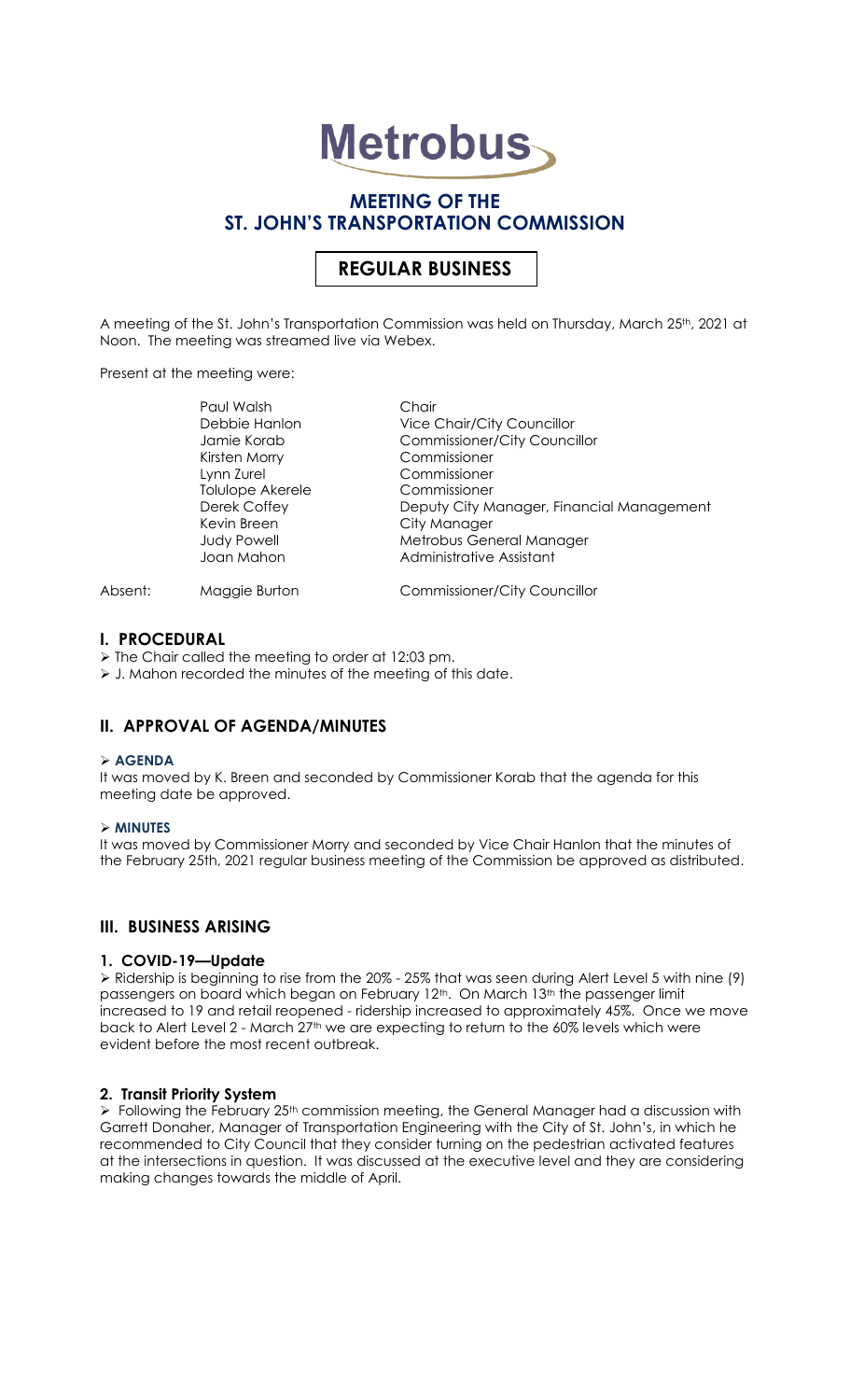# Metrobus

## MEETING OF THE ST. JOHN'S TRANSPORTATION COMMISSION

### REGULAR BUSINESS

A meeting of the St. John's Transportation Commission was held on Thursday, March 25th, 2021 at Noon. The meeting was streamed live via Webex.

Present at the meeting were:

| | |
|---|---|
| Paul Walsh | Chair |
| Debbie Hanlon | Vice Chair/City Councillor |
| Jamie Korab | Commissioner/City Councillor |
| Kirsten Morry | Commissioner |
| Lynn Zurel | Commissioner |
| Tolulope Akerele | Commissioner |
| Derek Coffey | Deputy City Manager, Financial Management |
| Kevin Breen | City Manager |
| Judy Powell | Metrobus General Manager |
| Joan Mahon | Administrative Assistant |

Absent: Maggie Burton — Commissioner/City Councillor

## I. PROCEDURAL

- The Chair called the meeting to order at 12:03 pm.
- J. Mahon recorded the minutes of the meeting of this date.

## II. APPROVAL OF AGENDA/MINUTES

- **AGENDA**

It was moved by K. Breen and seconded by Commissioner Korab that the agenda for this meeting date be approved.

- **MINUTES**

It was moved by Commissioner Morry and seconded by Vice Chair Hanlon that the minutes of the February 25th, 2021 regular business meeting of the Commission be approved as distributed.

## III. BUSINESS ARISING

### 1. COVID-19—Update

- Ridership is beginning to rise from the 20% - 25% that was seen during Alert Level 5 with nine (9) passengers on board which began on February 12th. On March 13th the passenger limit increased to 19 and retail reopened - ridership increased to approximately 45%. Once we move back to Alert Level 2 - March 27th we are expecting to return to the 60% levels which were evident before the most recent outbreak.

### 2. Transit Priority System

- Following the February 25th commission meeting, the General Manager had a discussion with Garrett Donaher, Manager of Transportation Engineering with the City of St. John's, in which he recommended to City Council that they consider turning on the pedestrian activated features at the intersections in question. It was discussed at the executive level and they are considering making changes towards the middle of April.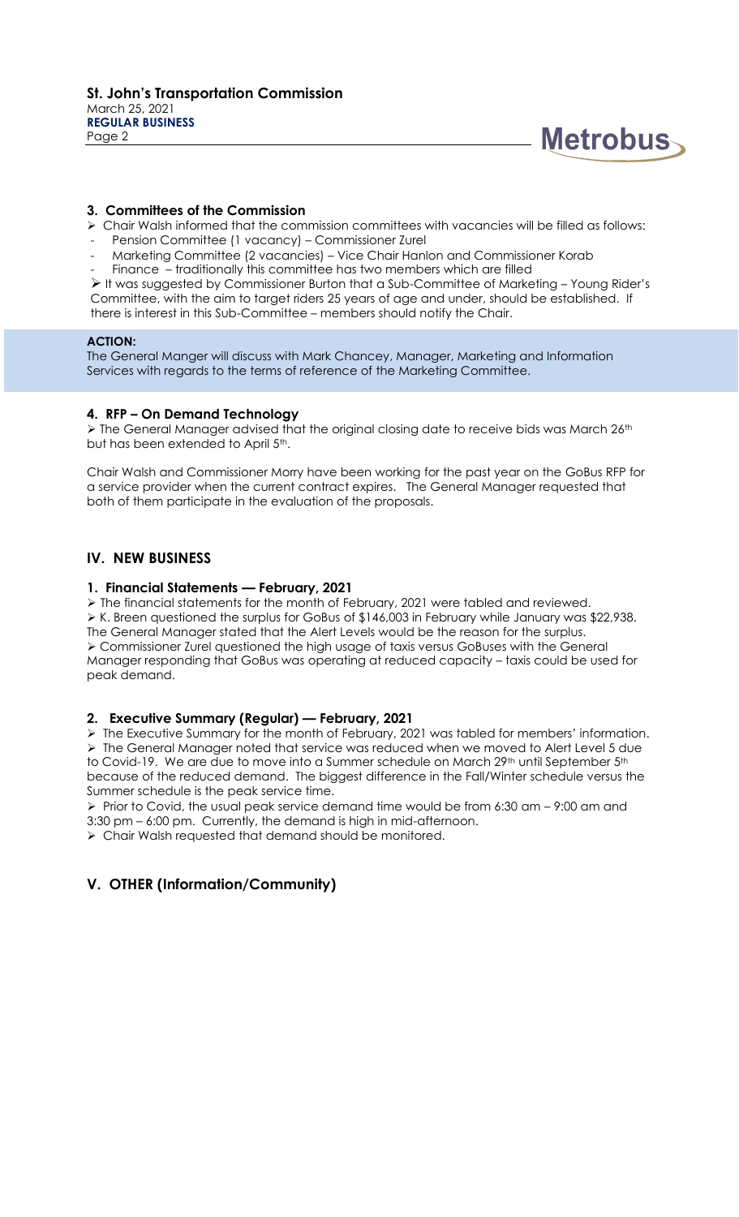### 3. Committees of the Commission

- Chair Walsh informed that the commission committees with vacancies will be filled as follows:
  - Pension Committee (1 vacancy) – Commissioner Zurel
  - Marketing Committee (2 vacancies) – Vice Chair Hanlon and Commissioner Korab
  - Finance – traditionally this committee has two members which are filled
- It was suggested by Commissioner Burton that a Sub-Committee of Marketing – Young Rider's Committee, with the aim to target riders 25 years of age and under, should be established. If there is interest in this Sub-Committee – members should notify the Chair.

**ACTION:**

The General Manger will discuss with Mark Chancey, Manager, Marketing and Information Services with regards to the terms of reference of the Marketing Committee.

### 4. RFP – On Demand Technology

- The General Manager advised that the original closing date to receive bids was March 26th but has been extended to April 5th.

Chair Walsh and Commissioner Morry have been working for the past year on the GoBus RFP for a service provider when the current contract expires. The General Manager requested that both of them participate in the evaluation of the proposals.

## IV. NEW BUSINESS

### 1. Financial Statements — February, 2021

- The financial statements for the month of February, 2021 were tabled and reviewed.
- K. Breen questioned the surplus for GoBus of $146,003 in February while January was $22,938. The General Manager stated that the Alert Levels would be the reason for the surplus.
- Commissioner Zurel questioned the high usage of taxis versus GoBuses with the General Manager responding that GoBus was operating at reduced capacity – taxis could be used for peak demand.

### 2. Executive Summary (Regular) — February, 2021

- The Executive Summary for the month of February, 2021 was tabled for members' information.
- The General Manager noted that service was reduced when we moved to Alert Level 5 due to Covid-19. We are due to move into a Summer schedule on March 29th until September 5th because of the reduced demand. The biggest difference in the Fall/Winter schedule versus the Summer schedule is the peak service time.
- Prior to Covid, the usual peak service demand time would be from 6:30 am – 9:00 am and 3:30 pm – 6:00 pm. Currently, the demand is high in mid-afternoon.
- Chair Walsh requested that demand should be monitored.

## V. OTHER (Information/Community)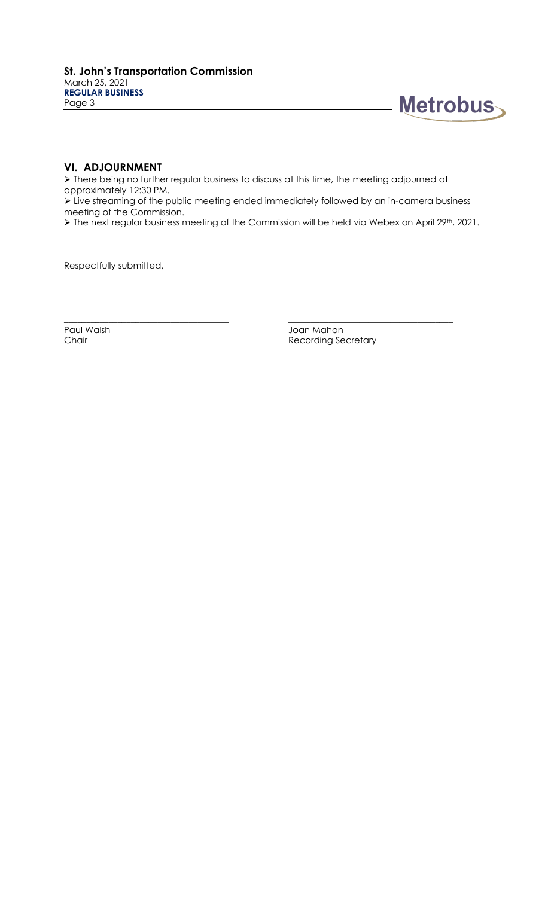## VI. ADJOURNMENT

- There being no further regular business to discuss at this time, the meeting adjourned at approximately 12:30 PM.
- Live streaming of the public meeting ended immediately followed by an in-camera business meeting of the Commission.
- The next regular business meeting of the Commission will be held via Webex on April 29th, 2021.

Respectfully submitted,

| | |
|---|---|
| \_\_\_\_\_\_\_\_\_\_\_\_\_\_\_\_\_\_\_\_\_\_\_\_\_\_\_\_\_\_\_\_\_\_ | \_\_\_\_\_\_\_\_\_\_\_\_\_\_\_\_\_\_\_\_\_\_\_\_\_\_\_\_\_\_\_\_\_\_ |
| Paul Walsh | Joan Mahon |
| Chair | Recording Secretary |